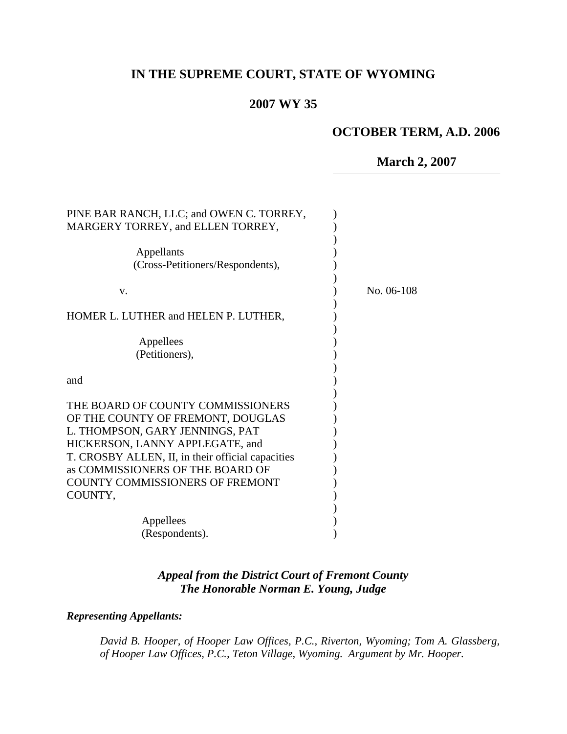# IN THE SUPREME COURT, STATE OF WYOMING

## 2007 WY 35

### OCTOBER TERM, A.D. 2006

**March 2, 2007**

PINE BAR RANCH, LLC; and OWEN C. TORREY, MARGERY TORREY, and ELLEN TORREY,

Appellants
(Cross-Petitioners/Respondents),

v.

HOMER L. LUTHER and HELEN P. LUTHER,

Appellees
(Petitioners),

and

THE BOARD OF COUNTY COMMISSIONERS OF THE COUNTY OF FREMONT, DOUGLAS L. THOMPSON, GARY JENNINGS, PAT HICKERSON, LANNY APPLEGATE, and T. CROSBY ALLEN, II, in their official capacities as COMMISSIONERS OF THE BOARD OF COUNTY COMMISSIONERS OF FREMONT COUNTY,

Appellees
(Respondents).

No. 06-108

***Appeal from the District Court of Fremont County***
***The Honorable Norman E. Young, Judge***

***Representing Appellants:***

*David B. Hooper, of Hooper Law Offices, P.C., Riverton, Wyoming; Tom A. Glassberg, of Hooper Law Offices, P.C., Teton Village, Wyoming. Argument by Mr. Hooper.*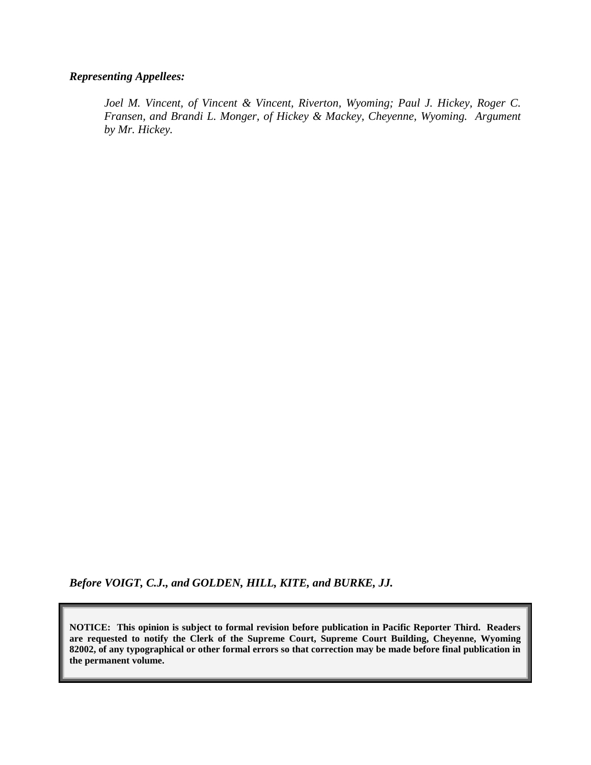***Representing Appellees:***

*Joel M. Vincent, of Vincent & Vincent, Riverton, Wyoming; Paul J. Hickey, Roger C. Fransen, and Brandi L. Monger, of Hickey & Mackey, Cheyenne, Wyoming. Argument by Mr. Hickey.*

***Before VOIGT, C.J., and GOLDEN, HILL, KITE, and BURKE, JJ.***

**NOTICE: This opinion is subject to formal revision before publication in Pacific Reporter Third. Readers are requested to notify the Clerk of the Supreme Court, Supreme Court Building, Cheyenne, Wyoming 82002, of any typographical or other formal errors so that correction may be made before final publication in the permanent volume.**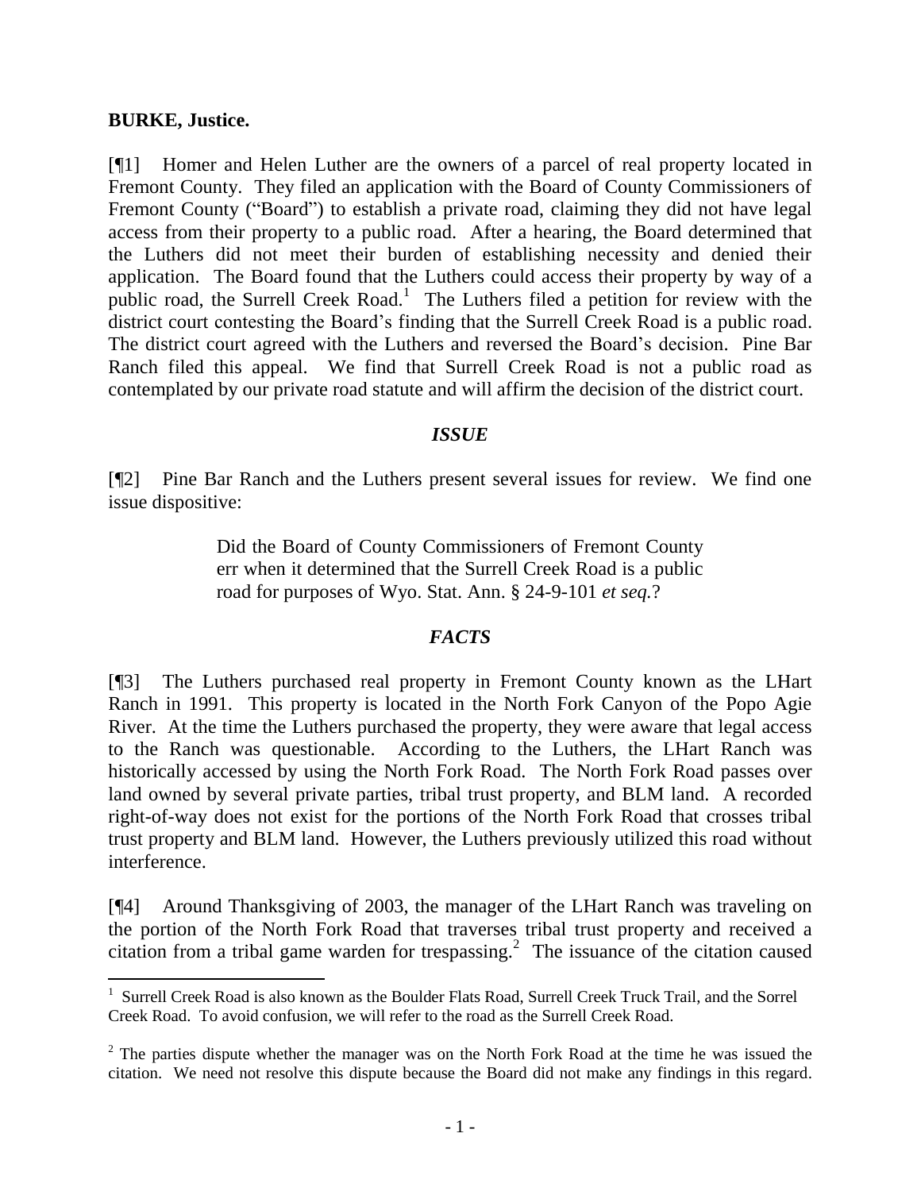**BURKE, Justice.**

[¶1] Homer and Helen Luther are the owners of a parcel of real property located in Fremont County. They filed an application with the Board of County Commissioners of Fremont County ("Board") to establish a private road, claiming they did not have legal access from their property to a public road. After a hearing, the Board determined that the Luthers did not meet their burden of establishing necessity and denied their application. The Board found that the Luthers could access their property by way of a public road, the Surrell Creek Road.[1] The Luthers filed a petition for review with the district court contesting the Board's finding that the Surrell Creek Road is a public road. The district court agreed with the Luthers and reversed the Board's decision. Pine Bar Ranch filed this appeal. We find that Surrell Creek Road is not a public road as contemplated by our private road statute and will affirm the decision of the district court.

### *ISSUE*

[¶2] Pine Bar Ranch and the Luthers present several issues for review. We find one issue dispositive:

> Did the Board of County Commissioners of Fremont County err when it determined that the Surrell Creek Road is a public road for purposes of Wyo. Stat. Ann. § 24-9-101 *et seq.*?

### *FACTS*

[¶3] The Luthers purchased real property in Fremont County known as the LHart Ranch in 1991. This property is located in the North Fork Canyon of the Popo Agie River. At the time the Luthers purchased the property, they were aware that legal access to the Ranch was questionable. According to the Luthers, the LHart Ranch was historically accessed by using the North Fork Road. The North Fork Road passes over land owned by several private parties, tribal trust property, and BLM land. A recorded right-of-way does not exist for the portions of the North Fork Road that crosses tribal trust property and BLM land. However, the Luthers previously utilized this road without interference.

[¶4] Around Thanksgiving of 2003, the manager of the LHart Ranch was traveling on the portion of the North Fork Road that traverses tribal trust property and received a citation from a tribal game warden for trespassing.[2] The issuance of the citation caused

---

[1] Surrell Creek Road is also known as the Boulder Flats Road, Surrell Creek Truck Trail, and the Sorrel Creek Road. To avoid confusion, we will refer to the road as the Surrell Creek Road.

[2] The parties dispute whether the manager was on the North Fork Road at the time he was issued the citation. We need not resolve this dispute because the Board did not make any findings in this regard.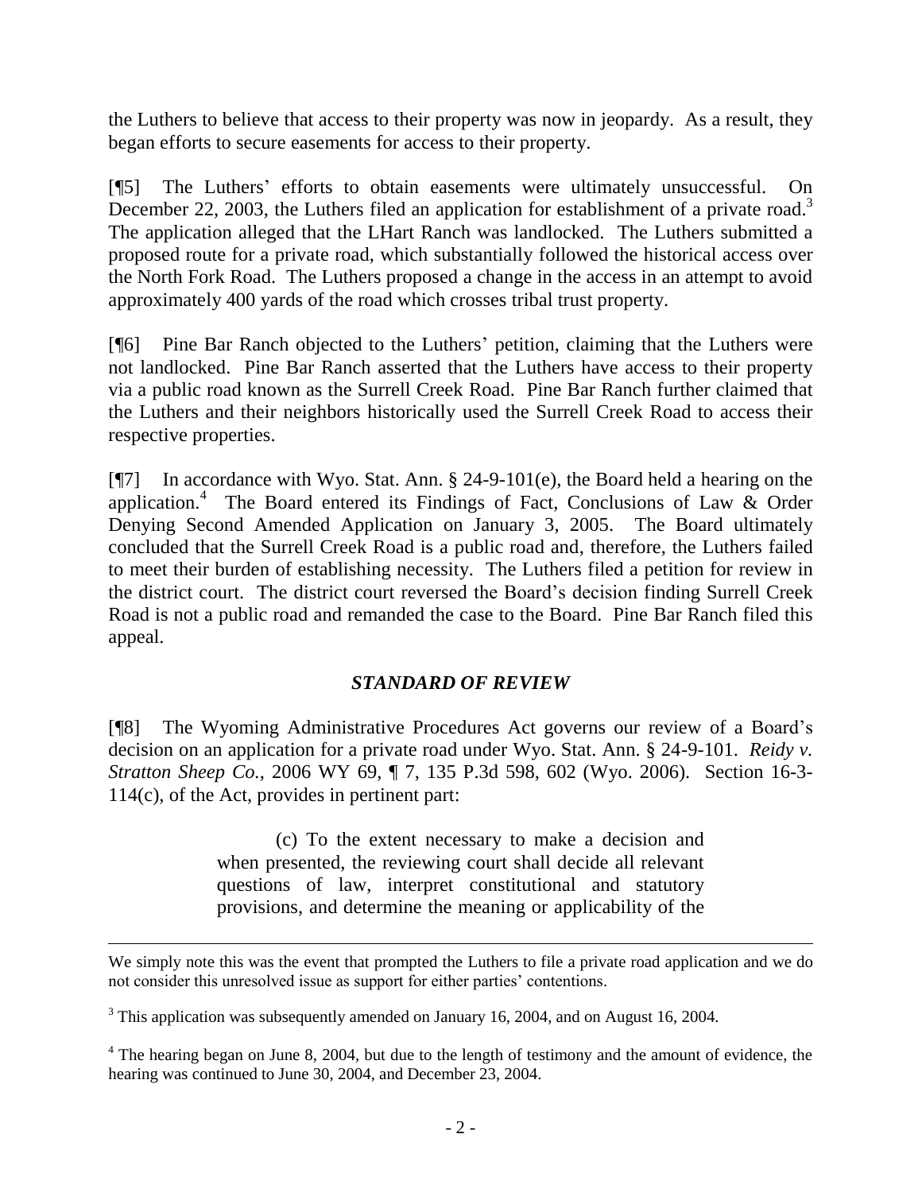the Luthers to believe that access to their property was now in jeopardy. As a result, they began efforts to secure easements for access to their property.

[¶5] The Luthers' efforts to obtain easements were ultimately unsuccessful. On December 22, 2003, the Luthers filed an application for establishment of a private road.[3] The application alleged that the LHart Ranch was landlocked. The Luthers submitted a proposed route for a private road, which substantially followed the historical access over the North Fork Road. The Luthers proposed a change in the access in an attempt to avoid approximately 400 yards of the road which crosses tribal trust property.

[¶6] Pine Bar Ranch objected to the Luthers' petition, claiming that the Luthers were not landlocked. Pine Bar Ranch asserted that the Luthers have access to their property via a public road known as the Surrell Creek Road. Pine Bar Ranch further claimed that the Luthers and their neighbors historically used the Surrell Creek Road to access their respective properties.

[¶7] In accordance with Wyo. Stat. Ann. § 24-9-101(e), the Board held a hearing on the application.[4] The Board entered its Findings of Fact, Conclusions of Law & Order Denying Second Amended Application on January 3, 2005. The Board ultimately concluded that the Surrell Creek Road is a public road and, therefore, the Luthers failed to meet their burden of establishing necessity. The Luthers filed a petition for review in the district court. The district court reversed the Board's decision finding Surrell Creek Road is not a public road and remanded the case to the Board. Pine Bar Ranch filed this appeal.

## *STANDARD OF REVIEW*

[¶8] The Wyoming Administrative Procedures Act governs our review of a Board's decision on an application for a private road under Wyo. Stat. Ann. § 24-9-101. *Reidy v. Stratton Sheep Co.*, 2006 WY 69, ¶ 7, 135 P.3d 598, 602 (Wyo. 2006). Section 16-3-114(c), of the Act, provides in pertinent part:

> (c) To the extent necessary to make a decision and when presented, the reviewing court shall decide all relevant questions of law, interpret constitutional and statutory provisions, and determine the meaning or applicability of the

---

We simply note this was the event that prompted the Luthers to file a private road application and we do not consider this unresolved issue as support for either parties' contentions.

[3] This application was subsequently amended on January 16, 2004, and on August 16, 2004.

[4] The hearing began on June 8, 2004, but due to the length of testimony and the amount of evidence, the hearing was continued to June 30, 2004, and December 23, 2004.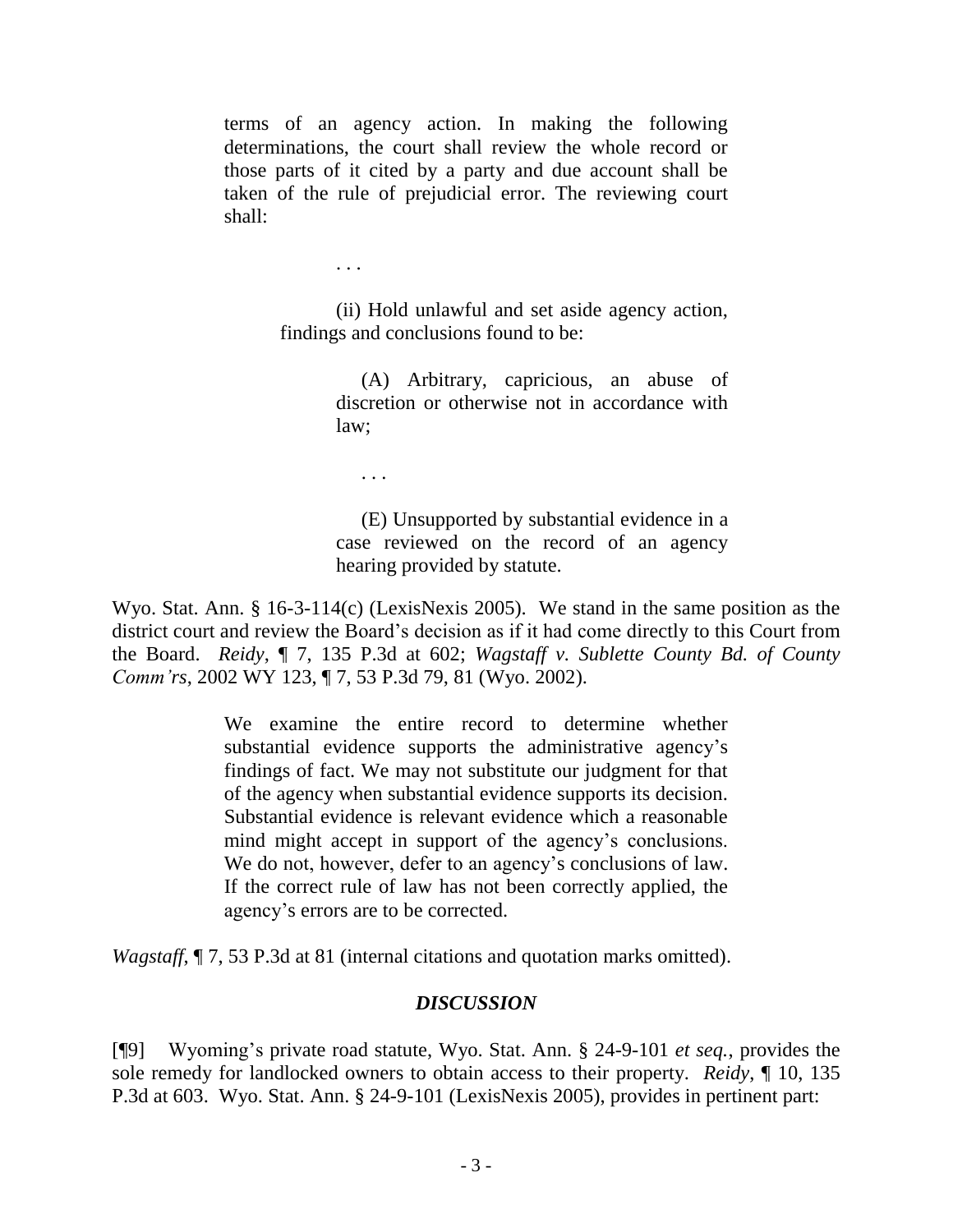> terms of an agency action. In making the following determinations, the court shall review the whole record or those parts of it cited by a party and due account shall be taken of the rule of prejudicial error. The reviewing court shall:
>
> . . .
>
> (ii) Hold unlawful and set aside agency action, findings and conclusions found to be:
>
> (A) Arbitrary, capricious, an abuse of discretion or otherwise not in accordance with law;
>
> . . .
>
> (E) Unsupported by substantial evidence in a case reviewed on the record of an agency hearing provided by statute.

Wyo. Stat. Ann. § 16-3-114(c) (LexisNexis 2005). We stand in the same position as the district court and review the Board's decision as if it had come directly to this Court from the Board. *Reidy*, ¶ 7, 135 P.3d at 602; *Wagstaff v. Sublette County Bd. of County Comm'rs*, 2002 WY 123, ¶ 7, 53 P.3d 79, 81 (Wyo. 2002).

> We examine the entire record to determine whether substantial evidence supports the administrative agency's findings of fact. We may not substitute our judgment for that of the agency when substantial evidence supports its decision. Substantial evidence is relevant evidence which a reasonable mind might accept in support of the agency's conclusions. We do not, however, defer to an agency's conclusions of law. If the correct rule of law has not been correctly applied, the agency's errors are to be corrected.

*Wagstaff*, ¶ 7, 53 P.3d at 81 (internal citations and quotation marks omitted).

## *DISCUSSION*

[¶9] Wyoming's private road statute, Wyo. Stat. Ann. § 24-9-101 *et seq.*, provides the sole remedy for landlocked owners to obtain access to their property. *Reidy*, ¶ 10, 135 P.3d at 603. Wyo. Stat. Ann. § 24-9-101 (LexisNexis 2005), provides in pertinent part: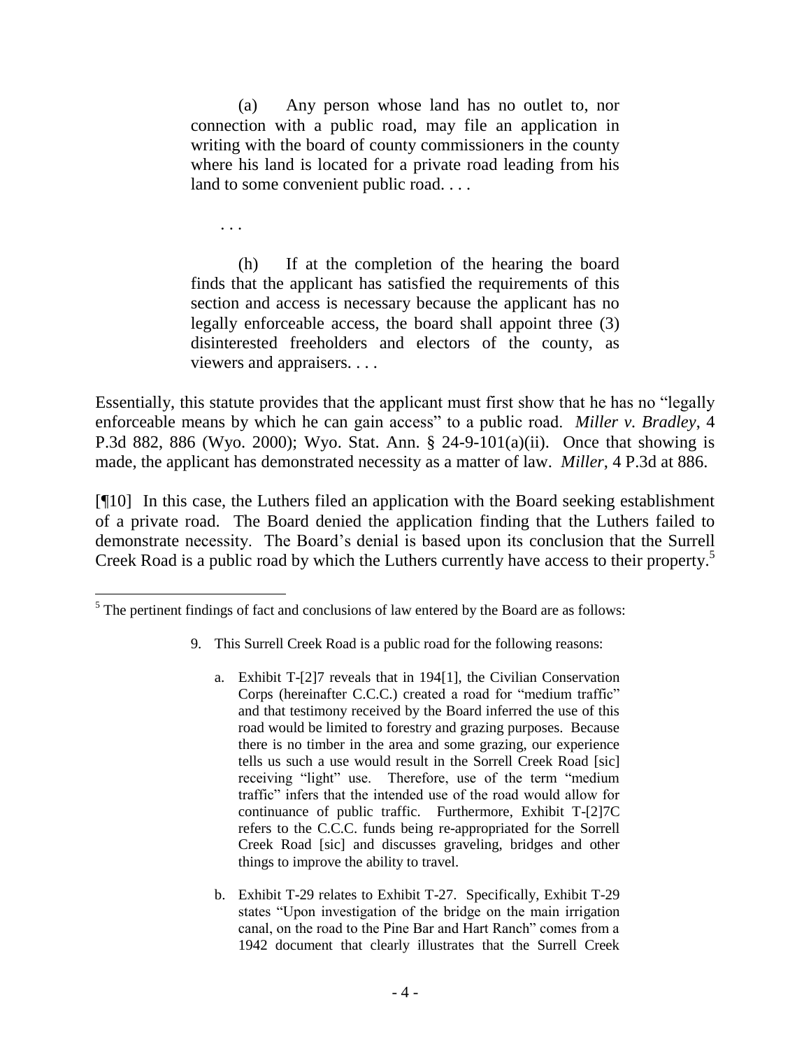> (a) Any person whose land has no outlet to, nor connection with a public road, may file an application in writing with the board of county commissioners in the county where his land is located for a private road leading from his land to some convenient public road. . . .
>
> . . .
>
> (h) If at the completion of the hearing the board finds that the applicant has satisfied the requirements of this section and access is necessary because the applicant has no legally enforceable access, the board shall appoint three (3) disinterested freeholders and electors of the county, as viewers and appraisers. . . .

Essentially, this statute provides that the applicant must first show that he has no "legally enforceable means by which he can gain access" to a public road. *Miller v. Bradley*, 4 P.3d 882, 886 (Wyo. 2000); Wyo. Stat. Ann. § 24-9-101(a)(ii). Once that showing is made, the applicant has demonstrated necessity as a matter of law. *Miller*, 4 P.3d at 886.

[¶10] In this case, the Luthers filed an application with the Board seeking establishment of a private road. The Board denied the application finding that the Luthers failed to demonstrate necessity. The Board's denial is based upon its conclusion that the Surrell Creek Road is a public road by which the Luthers currently have access to their property.[5]

---

[5] The pertinent findings of fact and conclusions of law entered by the Board are as follows:

> 9. This Surrell Creek Road is a public road for the following reasons:
>
> a. Exhibit T-[2]7 reveals that in 194[1], the Civilian Conservation Corps (hereinafter C.C.C.) created a road for "medium traffic" and that testimony received by the Board inferred the use of this road would be limited to forestry and grazing purposes. Because there is no timber in the area and some grazing, our experience tells us such a use would result in the Sorrell Creek Road [sic] receiving "light" use. Therefore, use of the term "medium traffic" infers that the intended use of the road would allow for continuance of public traffic. Furthermore, Exhibit T-[2]7C refers to the C.C.C. funds being re-appropriated for the Sorrell Creek Road [sic] and discusses graveling, bridges and other things to improve the ability to travel.
>
> b. Exhibit T-29 relates to Exhibit T-27. Specifically, Exhibit T-29 states "Upon investigation of the bridge on the main irrigation canal, on the road to the Pine Bar and Hart Ranch" comes from a 1942 document that clearly illustrates that the Surrell Creek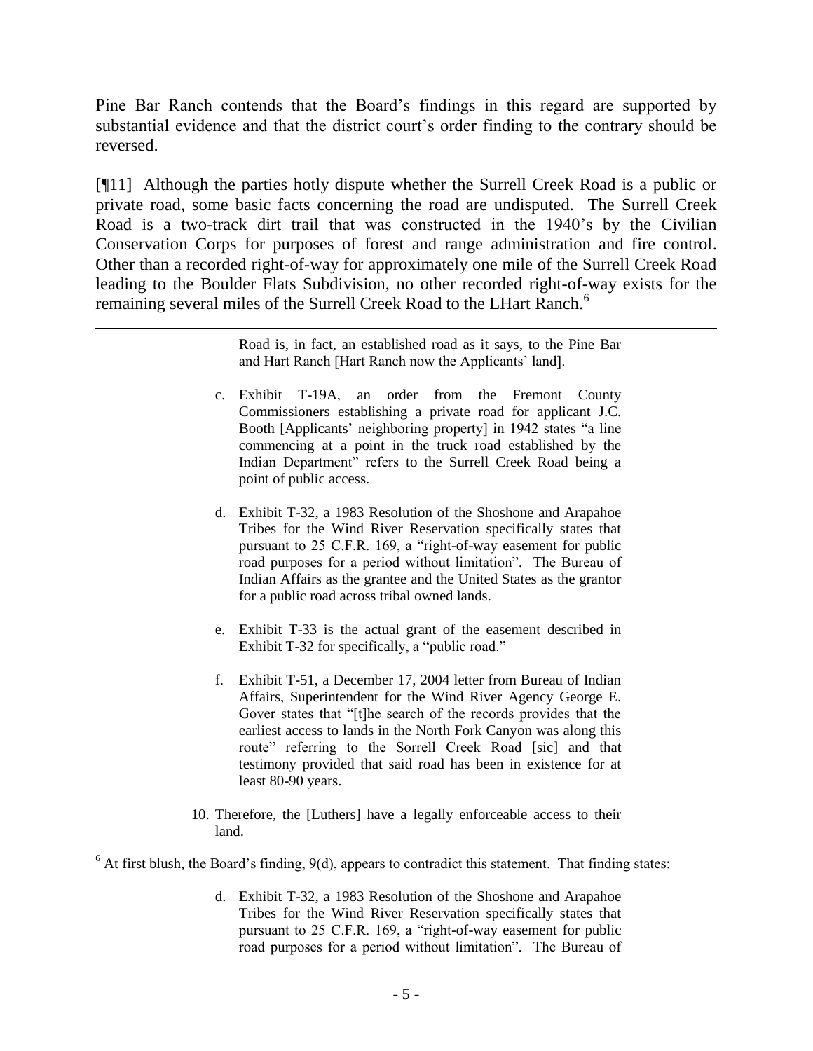Pine Bar Ranch contends that the Board's findings in this regard are supported by substantial evidence and that the district court's order finding to the contrary should be reversed.

[¶11] Although the parties hotly dispute whether the Surrell Creek Road is a public or private road, some basic facts concerning the road are undisputed. The Surrell Creek Road is a two-track dirt trail that was constructed in the 1940's by the Civilian Conservation Corps for purposes of forest and range administration and fire control. Other than a recorded right-of-way for approximately one mile of the Surrell Creek Road leading to the Boulder Flats Subdivision, no other recorded right-of-way exists for the remaining several miles of the Surrell Creek Road to the LHart Ranch.[6]

---

> Road is, in fact, an established road as it says, to the Pine Bar and Hart Ranch [Hart Ranch now the Applicants' land].
>
> c. Exhibit T-19A, an order from the Fremont County Commissioners establishing a private road for applicant J.C. Booth [Applicants' neighboring property] in 1942 states "a line commencing at a point in the truck road established by the Indian Department" refers to the Surrell Creek Road being a point of public access.
>
> d. Exhibit T-32, a 1983 Resolution of the Shoshone and Arapahoe Tribes for the Wind River Reservation specifically states that pursuant to 25 C.F.R. 169, a "right-of-way easement for public road purposes for a period without limitation". The Bureau of Indian Affairs as the grantee and the United States as the grantor for a public road across tribal owned lands.
>
> e. Exhibit T-33 is the actual grant of the easement described in Exhibit T-32 for specifically, a "public road."
>
> f. Exhibit T-51, a December 17, 2004 letter from Bureau of Indian Affairs, Superintendent for the Wind River Agency George E. Gover states that "[t]he search of the records provides that the earliest access to lands in the North Fork Canyon was along this route" referring to the Sorrell Creek Road [sic] and that testimony provided that said road has been in existence for at least 80-90 years.
>
> 10. Therefore, the [Luthers] have a legally enforceable access to their land.

[6] At first blush, the Board's finding, 9(d), appears to contradict this statement. That finding states:

> d. Exhibit T-32, a 1983 Resolution of the Shoshone and Arapahoe Tribes for the Wind River Reservation specifically states that pursuant to 25 C.F.R. 169, a "right-of-way easement for public road purposes for a period without limitation". The Bureau of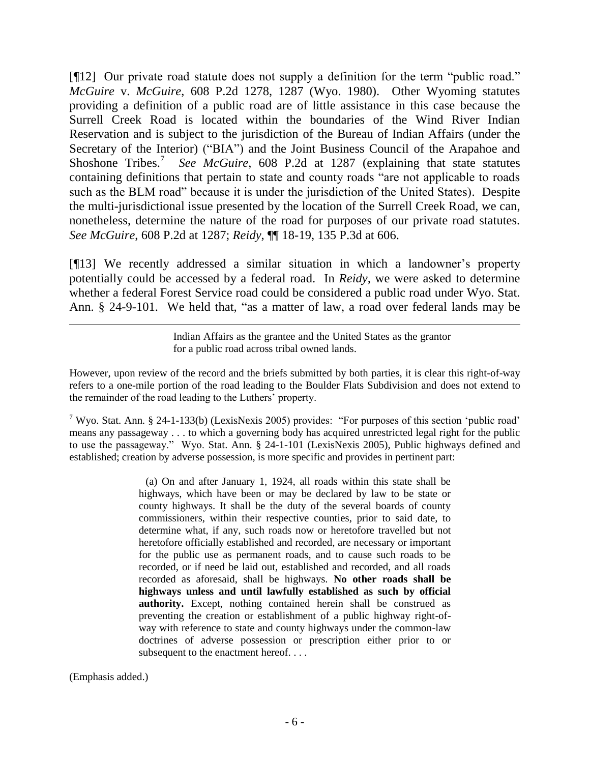[¶12] Our private road statute does not supply a definition for the term "public road." *McGuire* v. *McGuire*, 608 P.2d 1278, 1287 (Wyo. 1980). Other Wyoming statutes providing a definition of a public road are of little assistance in this case because the Surrell Creek Road is located within the boundaries of the Wind River Indian Reservation and is subject to the jurisdiction of the Bureau of Indian Affairs (under the Secretary of the Interior) ("BIA") and the Joint Business Council of the Arapahoe and Shoshone Tribes.[7] *See McGuire*, 608 P.2d at 1287 (explaining that state statutes containing definitions that pertain to state and county roads "are not applicable to roads such as the BLM road" because it is under the jurisdiction of the United States). Despite the multi-jurisdictional issue presented by the location of the Surrell Creek Road, we can, nonetheless, determine the nature of the road for purposes of our private road statutes. *See McGuire*, 608 P.2d at 1287; *Reidy*, ¶¶ 18-19, 135 P.3d at 606.

[¶13] We recently addressed a similar situation in which a landowner's property potentially could be accessed by a federal road. In *Reidy*, we were asked to determine whether a federal Forest Service road could be considered a public road under Wyo. Stat. Ann. § 24-9-101. We held that, "as a matter of law, a road over federal lands may be

---

> Indian Affairs as the grantee and the United States as the grantor for a public road across tribal owned lands.

However, upon review of the record and the briefs submitted by both parties, it is clear this right-of-way refers to a one-mile portion of the road leading to the Boulder Flats Subdivision and does not extend to the remainder of the road leading to the Luthers' property.

[7] Wyo. Stat. Ann. § 24-1-133(b) (LexisNexis 2005) provides: "For purposes of this section 'public road' means any passageway . . . to which a governing body has acquired unrestricted legal right for the public to use the passageway." Wyo. Stat. Ann. § 24-1-101 (LexisNexis 2005), Public highways defined and established; creation by adverse possession, is more specific and provides in pertinent part:

> (a) On and after January 1, 1924, all roads within this state shall be highways, which have been or may be declared by law to be state or county highways. It shall be the duty of the several boards of county commissioners, within their respective counties, prior to said date, to determine what, if any, such roads now or heretofore travelled but not heretofore officially established and recorded, are necessary or important for the public use as permanent roads, and to cause such roads to be recorded, or if need be laid out, established and recorded, and all roads recorded as aforesaid, shall be highways. **No other roads shall be highways unless and until lawfully established as such by official authority.** Except, nothing contained herein shall be construed as preventing the creation or establishment of a public highway right-of-way with reference to state and county highways under the common-law doctrines of adverse possession or prescription either prior to or subsequent to the enactment hereof. . . .

(Emphasis added.)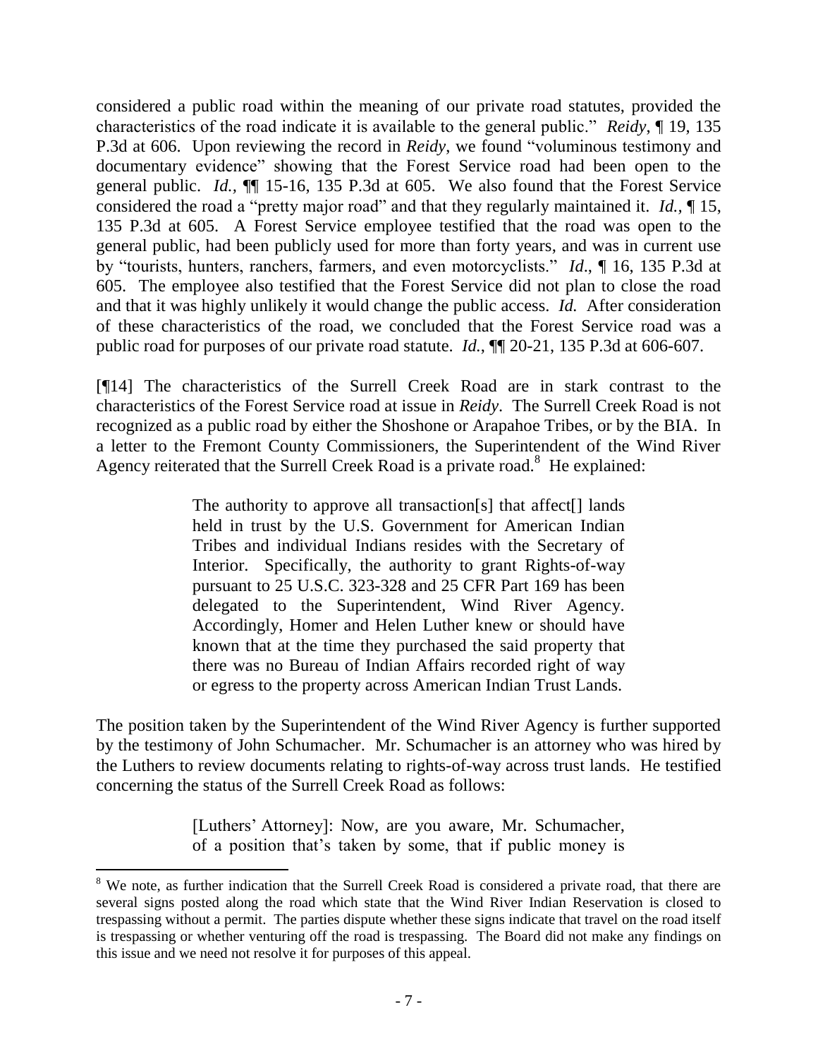considered a public road within the meaning of our private road statutes, provided the characteristics of the road indicate it is available to the general public." *Reidy*, ¶ 19, 135 P.3d at 606. Upon reviewing the record in *Reidy*, we found "voluminous testimony and documentary evidence" showing that the Forest Service road had been open to the general public. *Id.*, ¶¶ 15-16, 135 P.3d at 605. We also found that the Forest Service considered the road a "pretty major road" and that they regularly maintained it. *Id.*, ¶ 15, 135 P.3d at 605. A Forest Service employee testified that the road was open to the general public, had been publicly used for more than forty years, and was in current use by "tourists, hunters, ranchers, farmers, and even motorcyclists." *Id*., ¶ 16, 135 P.3d at 605. The employee also testified that the Forest Service did not plan to close the road and that it was highly unlikely it would change the public access. *Id.* After consideration of these characteristics of the road, we concluded that the Forest Service road was a public road for purposes of our private road statute. *Id.*, ¶¶ 20-21, 135 P.3d at 606-607.

[¶14] The characteristics of the Surrell Creek Road are in stark contrast to the characteristics of the Forest Service road at issue in *Reidy*. The Surrell Creek Road is not recognized as a public road by either the Shoshone or Arapahoe Tribes, or by the BIA. In a letter to the Fremont County Commissioners, the Superintendent of the Wind River Agency reiterated that the Surrell Creek Road is a private road.[8] He explained:

> The authority to approve all transaction[s] that affect[] lands held in trust by the U.S. Government for American Indian Tribes and individual Indians resides with the Secretary of Interior. Specifically, the authority to grant Rights-of-way pursuant to 25 U.S.C. 323-328 and 25 CFR Part 169 has been delegated to the Superintendent, Wind River Agency. Accordingly, Homer and Helen Luther knew or should have known that at the time they purchased the said property that there was no Bureau of Indian Affairs recorded right of way or egress to the property across American Indian Trust Lands.

The position taken by the Superintendent of the Wind River Agency is further supported by the testimony of John Schumacher. Mr. Schumacher is an attorney who was hired by the Luthers to review documents relating to rights-of-way across trust lands. He testified concerning the status of the Surrell Creek Road as follows:

> [Luthers' Attorney]: Now, are you aware, Mr. Schumacher, of a position that's taken by some, that if public money is

[8] We note, as further indication that the Surrell Creek Road is considered a private road, that there are several signs posted along the road which state that the Wind River Indian Reservation is closed to trespassing without a permit. The parties dispute whether these signs indicate that travel on the road itself is trespassing or whether venturing off the road is trespassing. The Board did not make any findings on this issue and we need not resolve it for purposes of this appeal.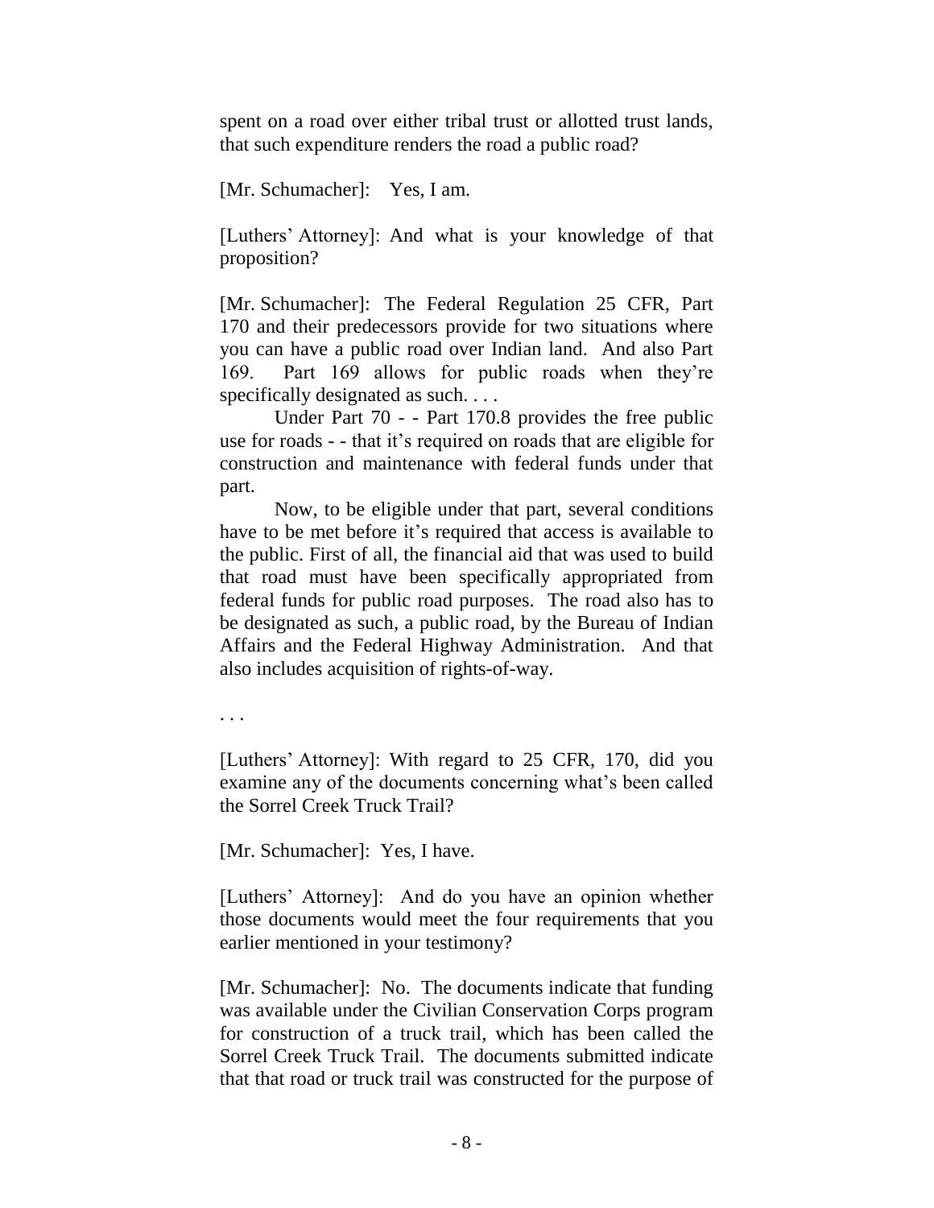spent on a road over either tribal trust or allotted trust lands, that such expenditure renders the road a public road?

[Mr. Schumacher]: Yes, I am.

[Luthers' Attorney]: And what is your knowledge of that proposition?

[Mr. Schumacher]: The Federal Regulation 25 CFR, Part 170 and their predecessors provide for two situations where you can have a public road over Indian land. And also Part 169. Part 169 allows for public roads when they're specifically designated as such. . . .

Under Part 70 - - Part 170.8 provides the free public use for roads - - that it's required on roads that are eligible for construction and maintenance with federal funds under that part.

Now, to be eligible under that part, several conditions have to be met before it's required that access is available to the public. First of all, the financial aid that was used to build that road must have been specifically appropriated from federal funds for public road purposes. The road also has to be designated as such, a public road, by the Bureau of Indian Affairs and the Federal Highway Administration. And that also includes acquisition of rights-of-way.

. . .

[Luthers' Attorney]: With regard to 25 CFR, 170, did you examine any of the documents concerning what's been called the Sorrel Creek Truck Trail?

[Mr. Schumacher]: Yes, I have.

[Luthers' Attorney]: And do you have an opinion whether those documents would meet the four requirements that you earlier mentioned in your testimony?

[Mr. Schumacher]: No. The documents indicate that funding was available under the Civilian Conservation Corps program for construction of a truck trail, which has been called the Sorrel Creek Truck Trail. The documents submitted indicate that that road or truck trail was constructed for the purpose of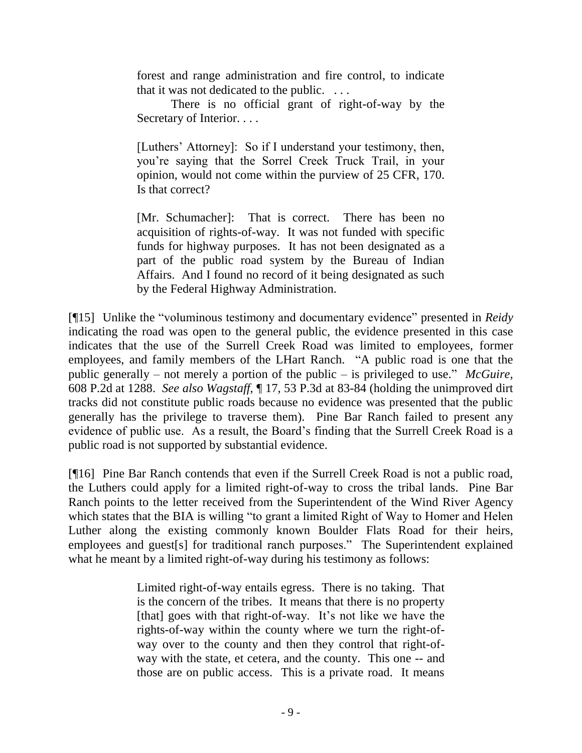> forest and range administration and fire control, to indicate that it was not dedicated to the public. . . .
>
> There is no official grant of right-of-way by the Secretary of Interior. . . .
>
> [Luthers' Attorney]: So if I understand your testimony, then, you're saying that the Sorrel Creek Truck Trail, in your opinion, would not come within the purview of 25 CFR, 170. Is that correct?
>
> [Mr. Schumacher]: That is correct. There has been no acquisition of rights-of-way. It was not funded with specific funds for highway purposes. It has not been designated as a part of the public road system by the Bureau of Indian Affairs. And I found no record of it being designated as such by the Federal Highway Administration.

[¶15] Unlike the "voluminous testimony and documentary evidence" presented in *Reidy* indicating the road was open to the general public, the evidence presented in this case indicates that the use of the Surrell Creek Road was limited to employees, former employees, and family members of the LHart Ranch. "A public road is one that the public generally – not merely a portion of the public – is privileged to use." *McGuire*, 608 P.2d at 1288. *See also Wagstaff*, ¶ 17, 53 P.3d at 83-84 (holding the unimproved dirt tracks did not constitute public roads because no evidence was presented that the public generally has the privilege to traverse them). Pine Bar Ranch failed to present any evidence of public use. As a result, the Board's finding that the Surrell Creek Road is a public road is not supported by substantial evidence.

[¶16] Pine Bar Ranch contends that even if the Surrell Creek Road is not a public road, the Luthers could apply for a limited right-of-way to cross the tribal lands. Pine Bar Ranch points to the letter received from the Superintendent of the Wind River Agency which states that the BIA is willing "to grant a limited Right of Way to Homer and Helen Luther along the existing commonly known Boulder Flats Road for their heirs, employees and guest[s] for traditional ranch purposes." The Superintendent explained what he meant by a limited right-of-way during his testimony as follows:

> Limited right-of-way entails egress. There is no taking. That is the concern of the tribes. It means that there is no property [that] goes with that right-of-way. It's not like we have the rights-of-way within the county where we turn the right-of-way over to the county and then they control that right-of-way with the state, et cetera, and the county. This one -- and those are on public access. This is a private road. It means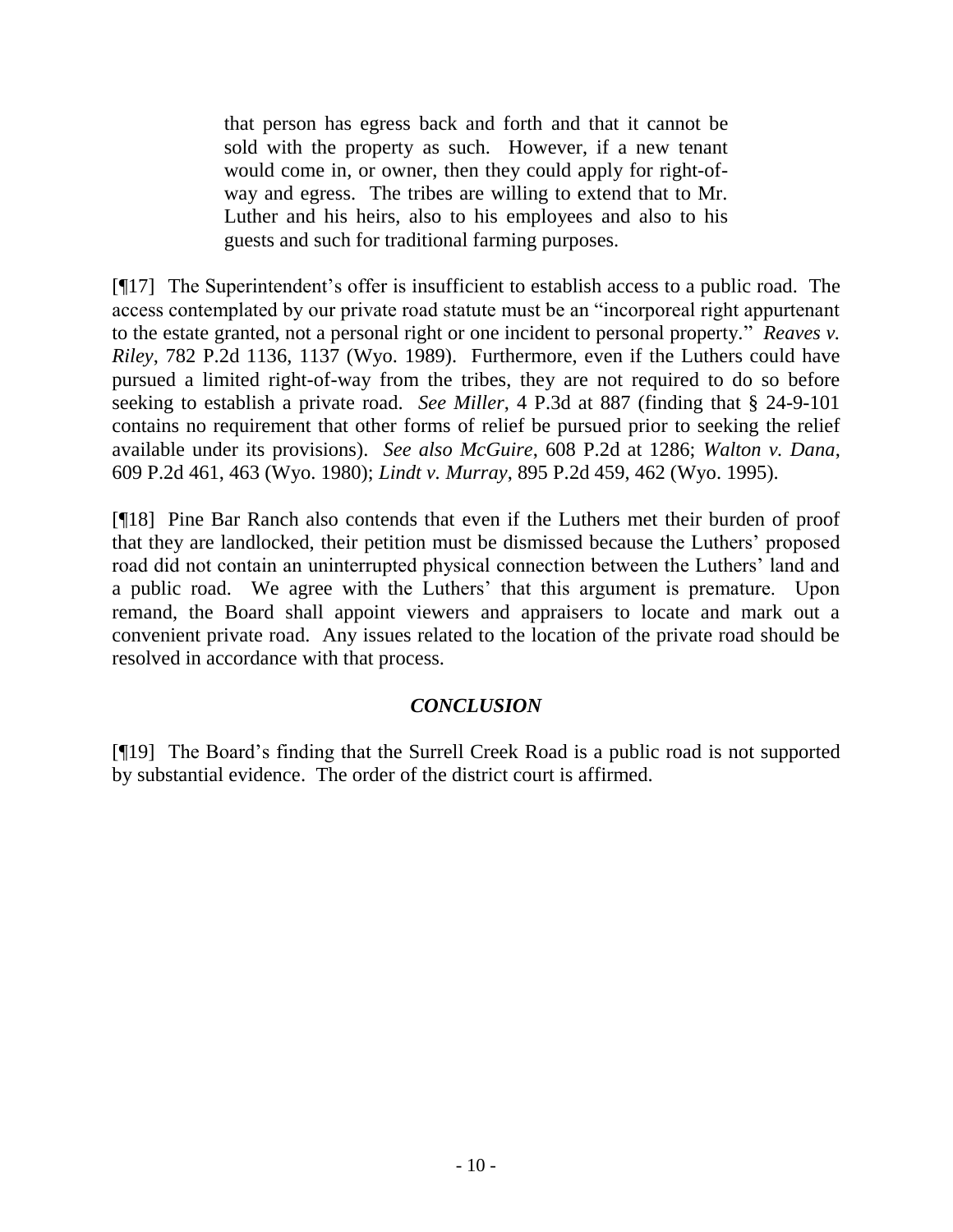> that person has egress back and forth and that it cannot be sold with the property as such. However, if a new tenant would come in, or owner, then they could apply for right-of-way and egress. The tribes are willing to extend that to Mr. Luther and his heirs, also to his employees and also to his guests and such for traditional farming purposes.

[¶17] The Superintendent's offer is insufficient to establish access to a public road. The access contemplated by our private road statute must be an "incorporeal right appurtenant to the estate granted, not a personal right or one incident to personal property." *Reaves v. Riley*, 782 P.2d 1136, 1137 (Wyo. 1989). Furthermore, even if the Luthers could have pursued a limited right-of-way from the tribes, they are not required to do so before seeking to establish a private road. *See Miller*, 4 P.3d at 887 (finding that § 24-9-101 contains no requirement that other forms of relief be pursued prior to seeking the relief available under its provisions). *See also McGuire*, 608 P.2d at 1286; *Walton v. Dana*, 609 P.2d 461, 463 (Wyo. 1980); *Lindt v. Murray*, 895 P.2d 459, 462 (Wyo. 1995).

[¶18] Pine Bar Ranch also contends that even if the Luthers met their burden of proof that they are landlocked, their petition must be dismissed because the Luthers' proposed road did not contain an uninterrupted physical connection between the Luthers' land and a public road. We agree with the Luthers' that this argument is premature. Upon remand, the Board shall appoint viewers and appraisers to locate and mark out a convenient private road. Any issues related to the location of the private road should be resolved in accordance with that process.

## *CONCLUSION*

[¶19] The Board's finding that the Surrell Creek Road is a public road is not supported by substantial evidence. The order of the district court is affirmed.